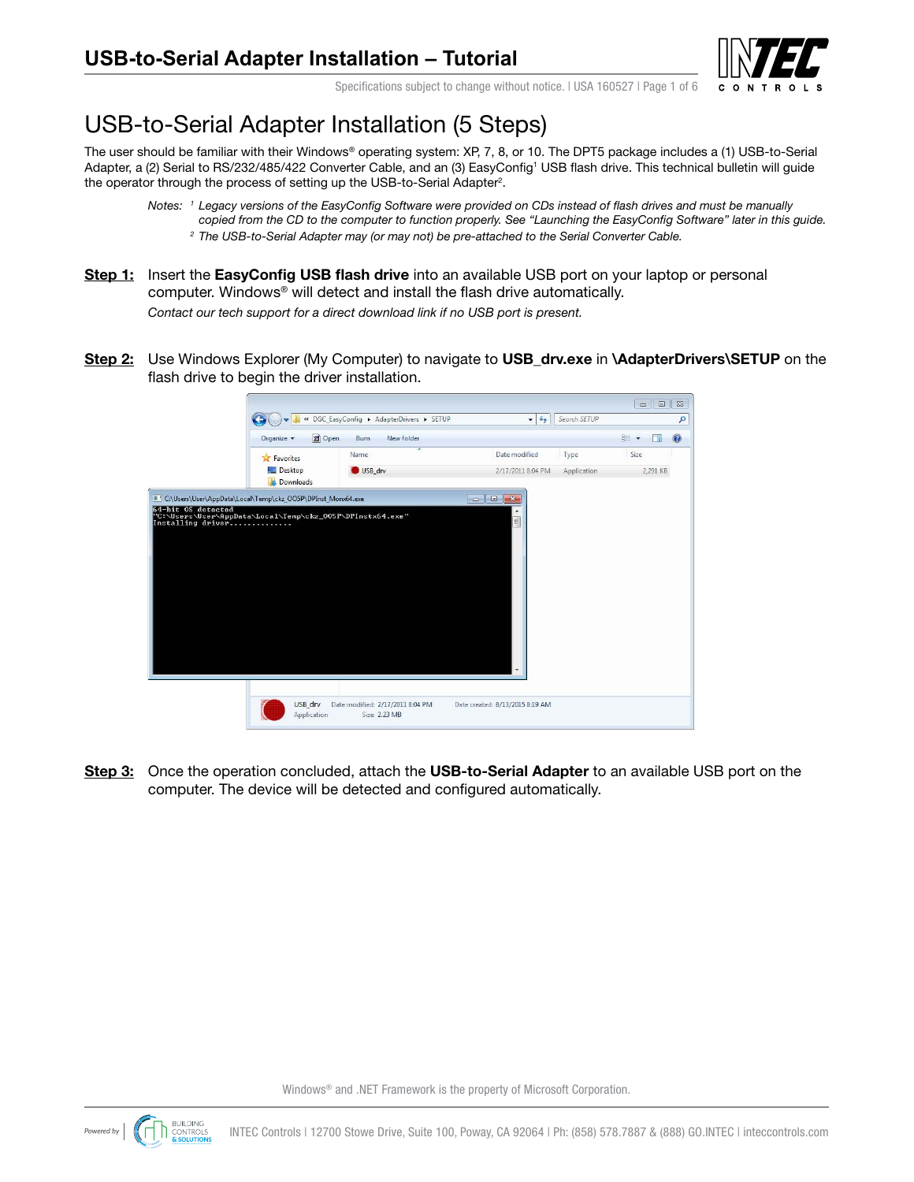# USB-to-Serial Adapter Installation – Tutorial

## USB-to-Serial Adapter Installation (5 Steps)

The user should be familiar with their Windows® operating system: XP, 7, 8, or 10. The DPT5 package includes a (1) USB-to-Serial Adapter, a (2) Serial to RS/232/485/422 Converter Cable, and an (3) EasyConfig[1] USB flash drive. This technical bulletin will guide the operator through the process of setting up the USB-to-Serial Adapter[2].

*Notes: [1] Legacy versions of the EasyConfig Software were provided on CDs instead of flash drives and must be manually copied from the CD to the computer to function properly. See "Launching the EasyConfig Software" later in this guide.*

*[2] The USB-to-Serial Adapter may (or may not) be pre-attached to the Serial Converter Cable.*

**Step 1:** Insert the **EasyConfig USB flash drive** into an available USB port on your laptop or personal computer. Windows® will detect and install the flash drive automatically.

*Contact our tech support for a direct download link if no USB port is present.*

**Step 2:** Use Windows Explorer (My Computer) to navigate to **USB_drv.exe** in **\AdapterDrivers\SETUP** on the flash drive to begin the driver installation.

**Step 3:** Once the operation concluded, attach the **USB-to-Serial Adapter** to an available USB port on the computer. The device will be detected and configured automatically.

Windows® and .NET Framework is the property of Microsoft Corporation.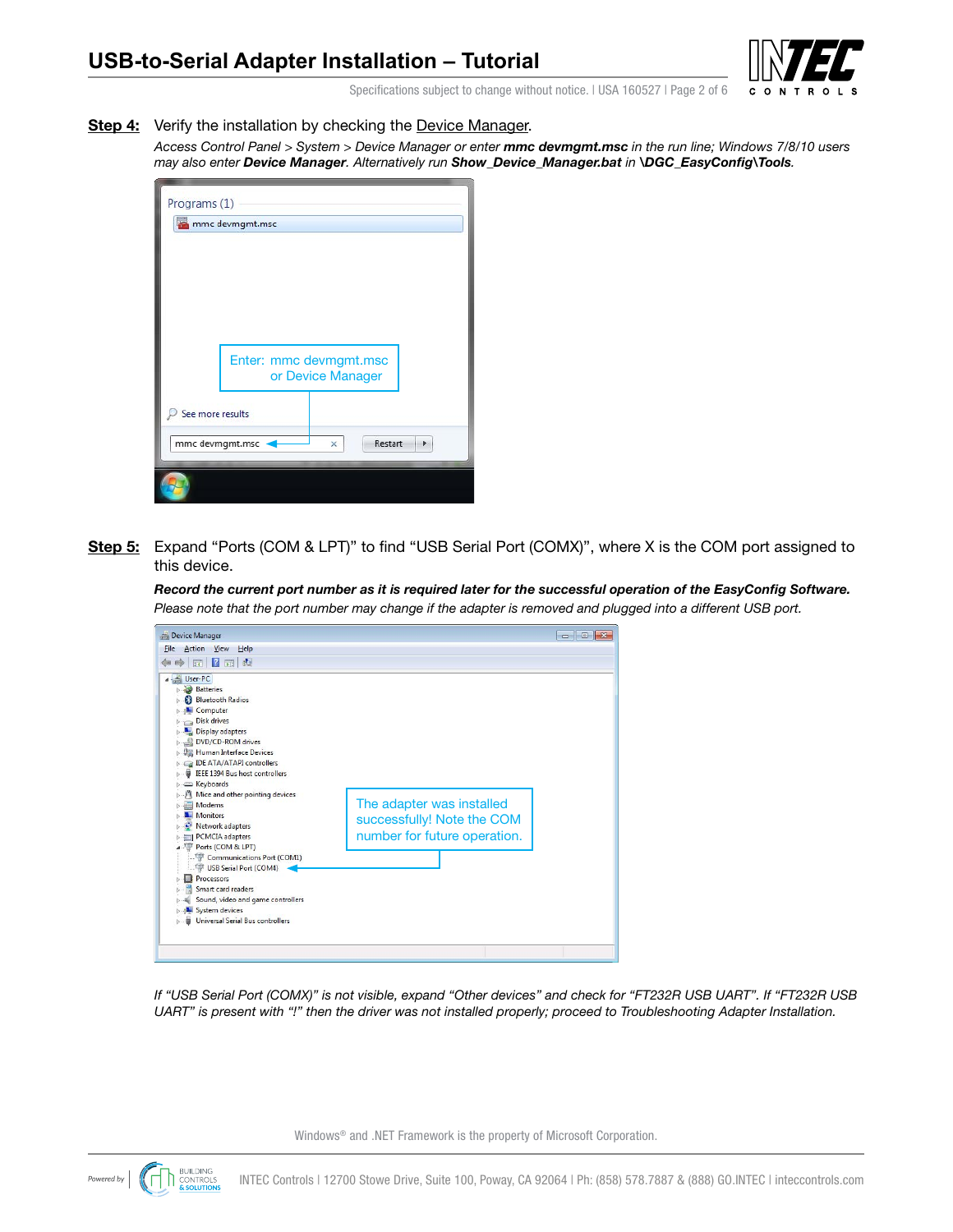**Step 4:** Verify the installation by checking the Device Manager.

*Access Control Panel > System > Device Manager or enter **mmc devmgmt.msc** in the run line; Windows 7/8/10 users may also enter **Device Manager**. Alternatively run **Show_Device_Manager.bat** in **\DGC_EasyConfig\Tools**.*

**Step 5:** Expand "Ports (COM & LPT)" to find "USB Serial Port (COMX)", where X is the COM port assigned to this device.

***Record the current port number as it is required later for the successful operation of the EasyConfig Software.***
*Please note that the port number may change if the adapter is removed and plugged into a different USB port.*

*If "USB Serial Port (COMX)" is not visible, expand "Other devices" and check for "FT232R USB UART". If "FT232R USB UART" is present with "!" then the driver was not installed properly; proceed to Troubleshooting Adapter Installation.*

Windows® and .NET Framework is the property of Microsoft Corporation.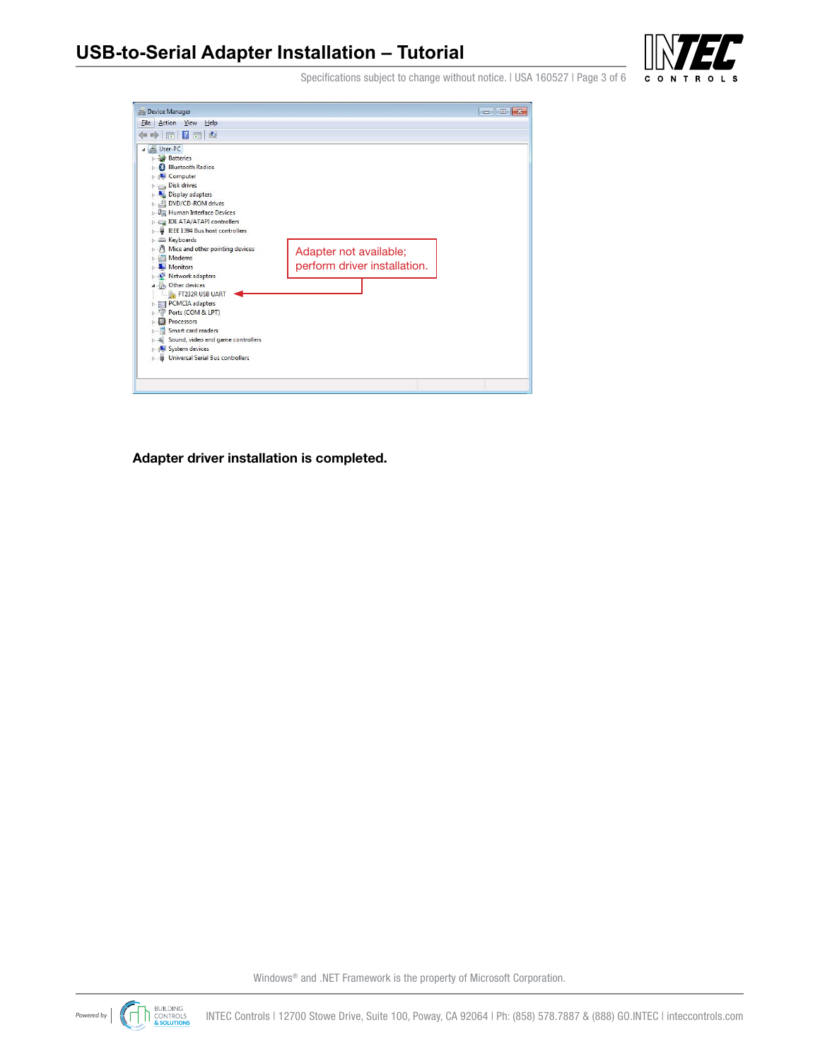**Adapter driver installation is completed.**

Windows® and .NET Framework is the property of Microsoft Corporation.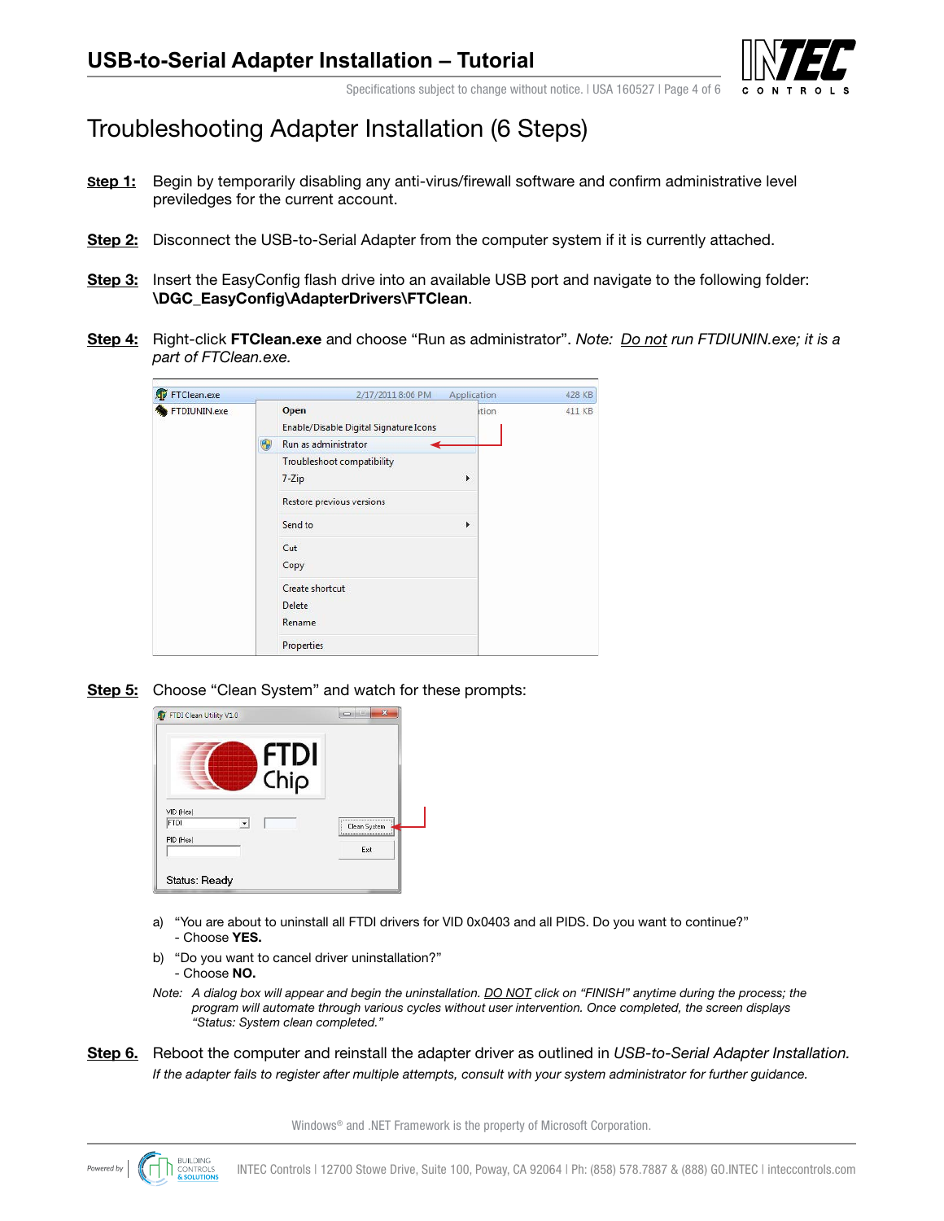# Troubleshooting Adapter Installation (6 Steps)

**Step 1:** Begin by temporarily disabling any anti-virus/firewall software and confirm administrative level previledges for the current account.

**Step 2:** Disconnect the USB-to-Serial Adapter from the computer system if it is currently attached.

**Step 3:** Insert the EasyConfig flash drive into an available USB port and navigate to the following folder: **\DGC_EasyConfig\AdapterDrivers\FTClean**.

**Step 4:** Right-click **FTClean.exe** and choose "Run as administrator". *Note: Do not run FTDIUNIN.exe; it is a part of FTClean.exe.*

**Step 5:** Choose "Clean System" and watch for these prompts:

a) "You are about to uninstall all FTDI drivers for VID 0x0403 and all PIDS. Do you want to continue?"
- Choose **YES.**

b) "Do you want to cancel driver uninstallation?"
- Choose **NO.**

*Note: A dialog box will appear and begin the uninstallation. DO NOT click on "FINISH" anytime during the process; the program will automate through various cycles without user intervention. Once completed, the screen displays "Status: System clean completed."*

**Step 6.** Reboot the computer and reinstall the adapter driver as outlined in *USB-to-Serial Adapter Installation.*

*If the adapter fails to register after multiple attempts, consult with your system administrator for further guidance.*

Windows® and .NET Framework is the property of Microsoft Corporation.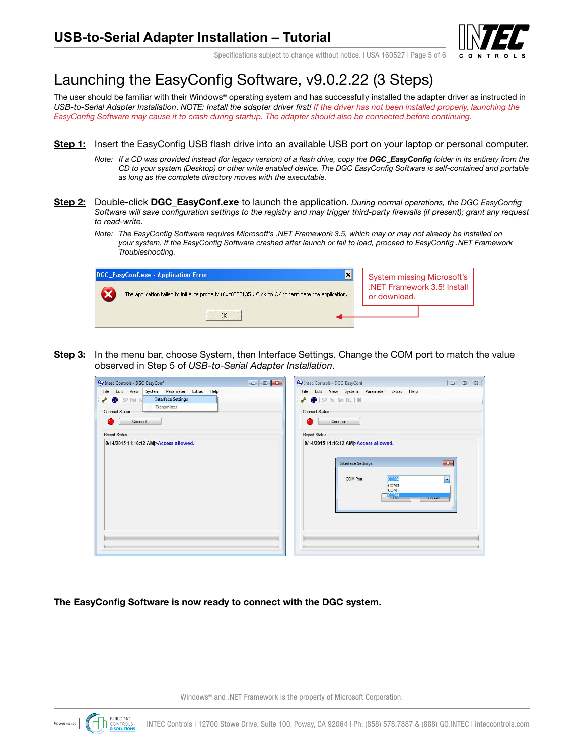# Launching the EasyConfig Software, v9.0.2.22 (3 Steps)

The user should be familiar with their Windows® operating system and has successfully installed the adapter driver as instructed in *USB-to-Serial Adapter Installation*. *NOTE: Install the adapter driver first! If the driver has not been installed properly, launching the EasyConfig Software may cause it to crash during startup. The adapter should also be connected before continuing.*

**Step 1:** Insert the EasyConfig USB flash drive into an available USB port on your laptop or personal computer.

*Note: If a CD was provided instead (for legacy version) of a flash drive, copy the **DGC_EasyConfig** folder in its entirety from the CD to your system (Desktop) or other write enabled device. The DGC EasyConfig Software is self-contained and portable as long as the complete directory moves with the executable.*

**Step 2:** Double-click **DGC_EasyConf.exe** to launch the application. *During normal operations, the DGC EasyConfig Software will save configuration settings to the registry and may trigger third-party firewalls (if present); grant any request to read-write.*

*Note: The EasyConfig Software requires Microsoft's .NET Framework 3.5, which may or may not already be installed on your system. If the EasyConfig Software crashed after launch or fail to load, proceed to EasyConfig .NET Framework Troubleshooting.*

DGC_EasyConf.exe - Application Error

The application failed to initialize properly (0xc0000135). Click on OK to terminate the application.

OK

System missing Microsoft's .NET Framework 3.5! Install or download.

**Step 3:** In the menu bar, choose System, then Interface Settings. Change the COM port to match the value observed in Step 5 of *USB-to-Serial Adapter Installation*.

**The EasyConfig Software is now ready to connect with the DGC system.**

Windows® and .NET Framework is the property of Microsoft Corporation.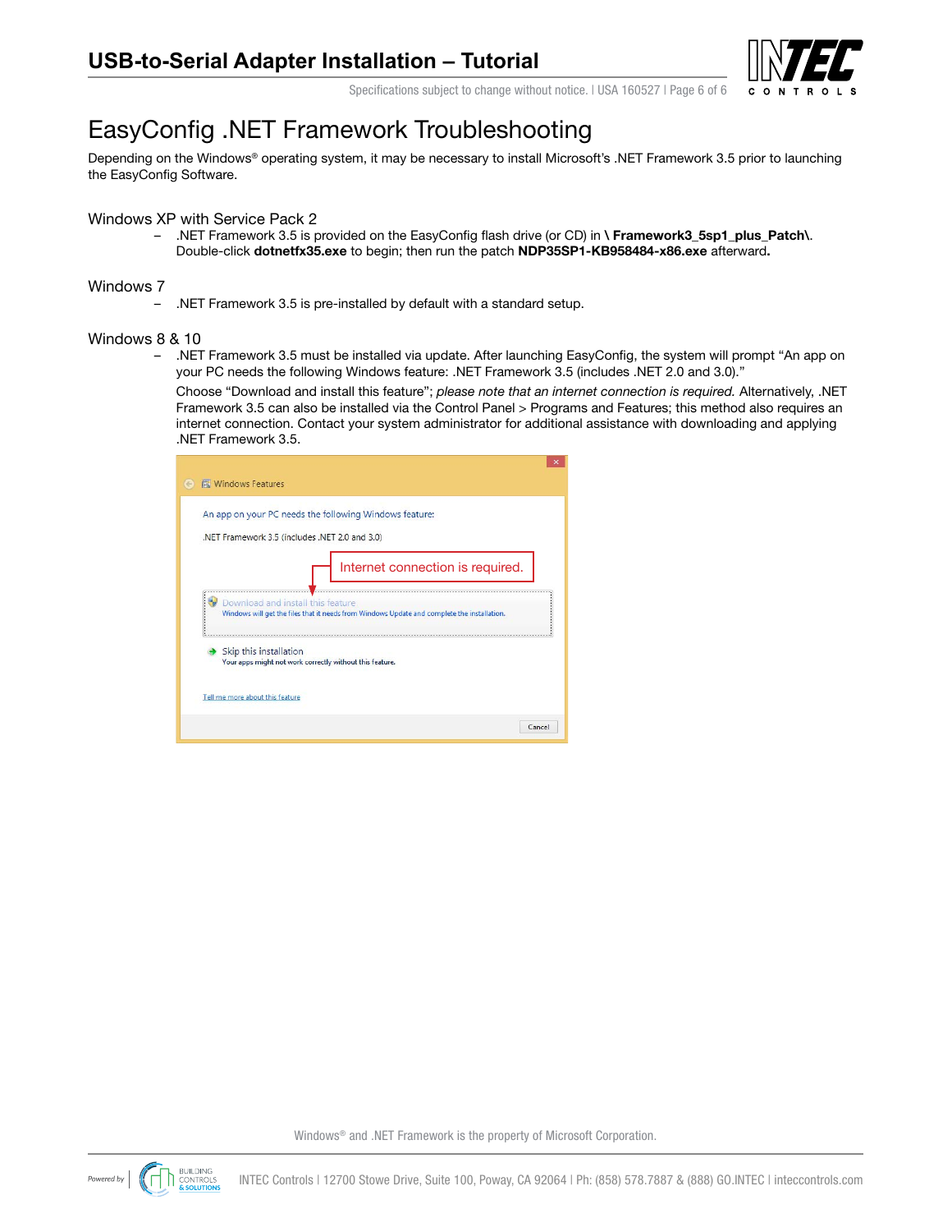# EasyConfig .NET Framework Troubleshooting

Depending on the Windows® operating system, it may be necessary to install Microsoft's .NET Framework 3.5 prior to launching the EasyConfig Software.

## Windows XP with Service Pack 2

- .NET Framework 3.5 is provided on the EasyConfig flash drive (or CD) in **\ Framework3_5sp1_plus_Patch\**. Double-click **dotnetfx35.exe** to begin; then run the patch **NDP35SP1-KB958484-x86.exe** afterward**.**

## Windows 7

- .NET Framework 3.5 is pre-installed by default with a standard setup.

## Windows 8 & 10

- .NET Framework 3.5 must be installed via update. After launching EasyConfig, the system will prompt "An app on your PC needs the following Windows feature: .NET Framework 3.5 (includes .NET 2.0 and 3.0)."

  Choose "Download and install this feature"; *please note that an internet connection is required.* Alternatively, .NET Framework 3.5 can also be installed via the Control Panel > Programs and Features; this method also requires an internet connection. Contact your system administrator for additional assistance with downloading and applying .NET Framework 3.5.

Windows Features

An app on your PC needs the following Windows feature:

.NET Framework 3.5 (includes .NET 2.0 and 3.0)

Internet connection is required.

Download and install this feature
Windows will get the files that it needs from Windows Update and complete the installation.

Skip this installation
Your apps might not work correctly without this feature.

Tell me more about this feature

Cancel

Windows® and .NET Framework is the property of Microsoft Corporation.